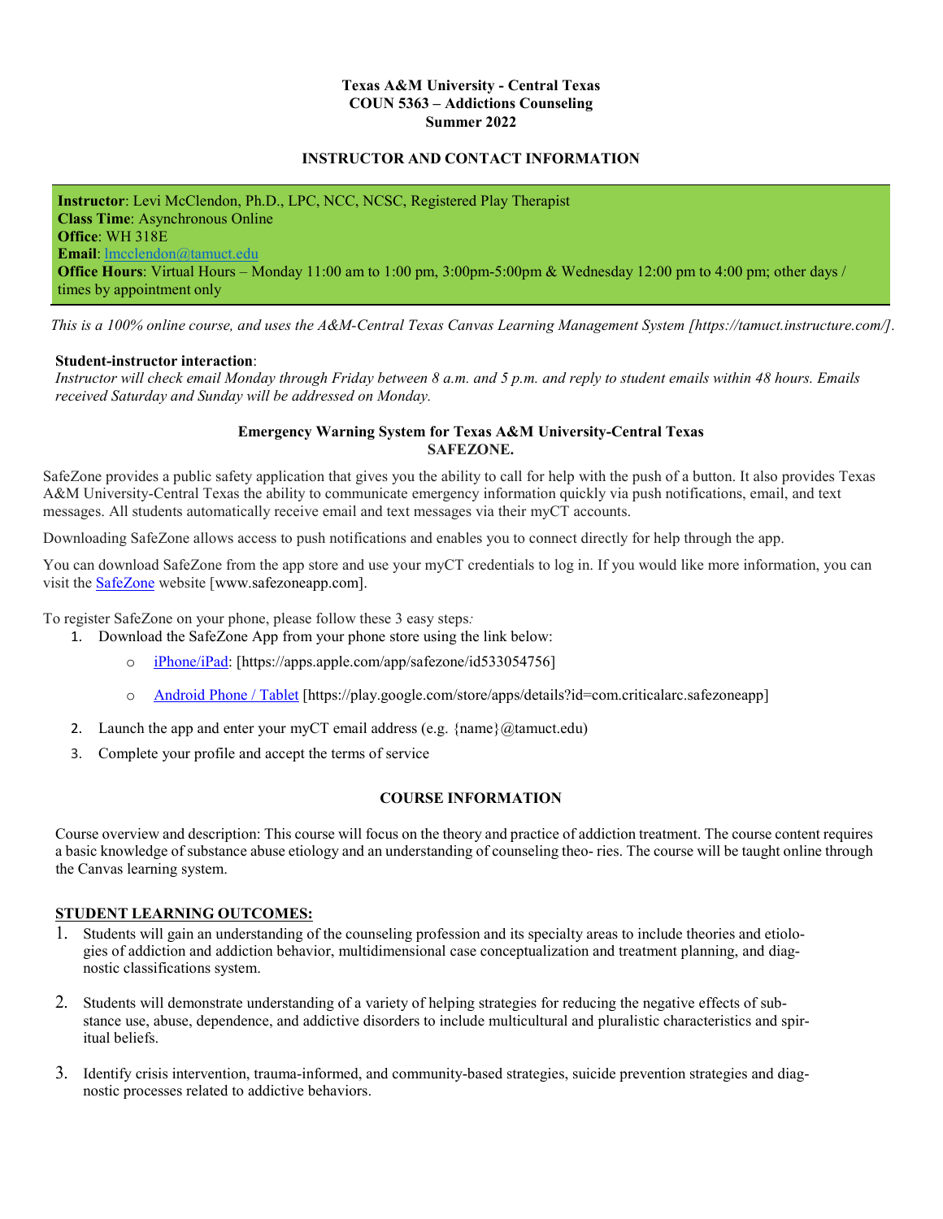**Texas A&M University - Central Texas**
**COUN 5363 – Addictions Counseling**
**Summer 2022**

## INSTRUCTOR AND CONTACT INFORMATION

**Instructor**: Levi McClendon, Ph.D., LPC, NCC, NCSC, Registered Play Therapist
**Class Time**: Asynchronous Online
**Office**: WH 318E
**Email**: lmcclendon@tamuct.edu
**Office Hours**: Virtual Hours – Monday 11:00 am to 1:00 pm, 3:00pm-5:00pm & Wednesday 12:00 pm to 4:00 pm; other days / times by appointment only

*This is a 100% online course, and uses the A&M-Central Texas Canvas Learning Management System [https://tamuct.instructure.com/].*

**Student-instructor interaction**:
*Instructor will check email Monday through Friday between 8 a.m. and 5 p.m. and reply to student emails within 48 hours. Emails received Saturday and Sunday will be addressed on Monday.*

### Emergency Warning System for Texas A&M University-Central Texas SAFEZONE.

SafeZone provides a public safety application that gives you the ability to call for help with the push of a button. It also provides Texas A&M University-Central Texas the ability to communicate emergency information quickly via push notifications, email, and text messages. All students automatically receive email and text messages via their myCT accounts.

Downloading SafeZone allows access to push notifications and enables you to connect directly for help through the app.

You can download SafeZone from the app store and use your myCT credentials to log in. If you would like more information, you can visit the SafeZone website [www.safezoneapp.com].

To register SafeZone on your phone, please follow these 3 easy steps*:*

1. Download the SafeZone App from your phone store using the link below:
   - iPhone/iPad: [https://apps.apple.com/app/safezone/id533054756]
   - Android Phone / Tablet [https://play.google.com/store/apps/details?id=com.criticalarc.safezoneapp]
2. Launch the app and enter your myCT email address (e.g. {name}@tamuct.edu)
3. Complete your profile and accept the terms of service

## COURSE INFORMATION

Course overview and description: This course will focus on the theory and practice of addiction treatment. The course content requires a basic knowledge of substance abuse etiology and an understanding of counseling theo- ries. The course will be taught online through the Canvas learning system.

### STUDENT LEARNING OUTCOMES:

1. Students will gain an understanding of the counseling profession and its specialty areas to include theories and etiologies of addiction and addiction behavior, multidimensional case conceptualization and treatment planning, and diagnostic classifications system.
2. Students will demonstrate understanding of a variety of helping strategies for reducing the negative effects of substance use, abuse, dependence, and addictive disorders to include multicultural and pluralistic characteristics and spiritual beliefs.
3. Identify crisis intervention, trauma-informed, and community-based strategies, suicide prevention strategies and diagnostic processes related to addictive behaviors.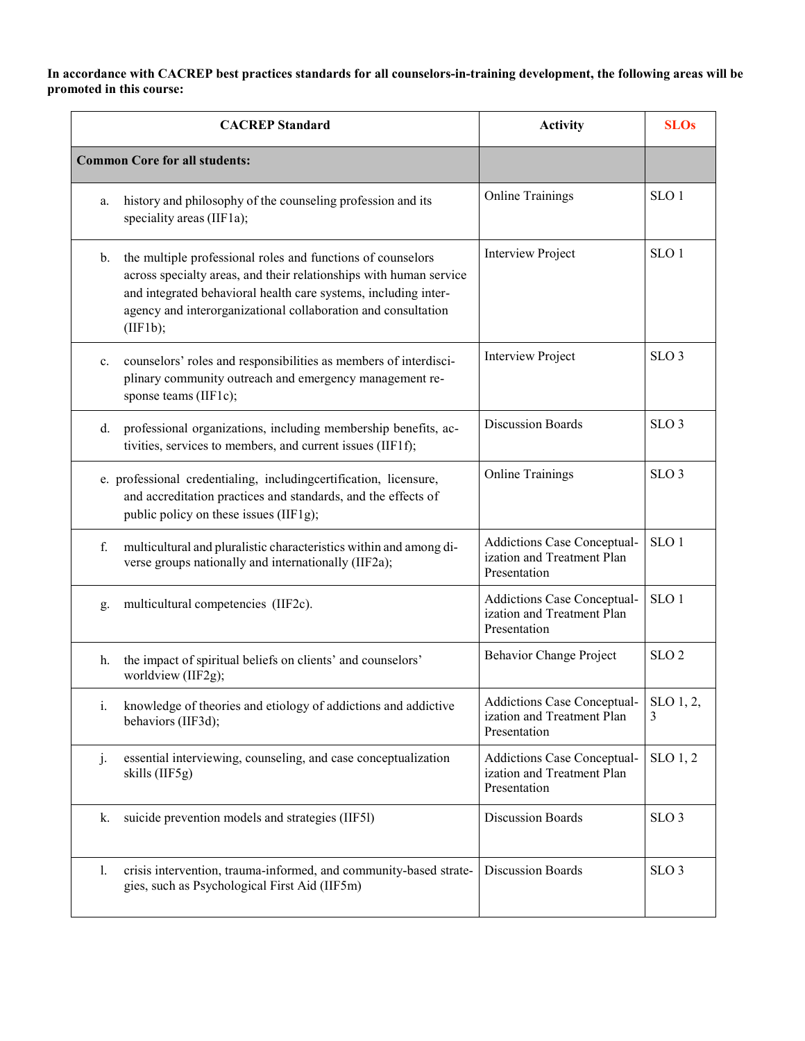**In accordance with CACREP best practices standards for all counselors-in-training development, the following areas will be promoted in this course:**

| CACREP Standard | Activity | SLOs |
|---|---|---|
| **Common Core for all students:** | | |
| a. history and philosophy of the counseling profession and its speciality areas (IIF1a); | Online Trainings | SLO 1 |
| b. the multiple professional roles and functions of counselors across specialty areas, and their relationships with human service and integrated behavioral health care systems, including inter-agency and interorganizational collaboration and consultation (IIF1b); | Interview Project | SLO 1 |
| c. counselors' roles and responsibilities as members of interdisciplinary community outreach and emergency management response teams (IIF1c); | Interview Project | SLO 3 |
| d. professional organizations, including membership benefits, activities, services to members, and current issues (IIF1f); | Discussion Boards | SLO 3 |
| e. professional credentialing, includingcertification, licensure, and accreditation practices and standards, and the effects of public policy on these issues (IIF1g); | Online Trainings | SLO 3 |
| f. multicultural and pluralistic characteristics within and among diverse groups nationally and internationally (IIF2a); | Addictions Case Conceptualization and Treatment Plan Presentation | SLO 1 |
| g. multicultural competencies (IIF2c). | Addictions Case Conceptualization and Treatment Plan Presentation | SLO 1 |
| h. the impact of spiritual beliefs on clients' and counselors' worldview (IIF2g); | Behavior Change Project | SLO 2 |
| i. knowledge of theories and etiology of addictions and addictive behaviors (IIF3d); | Addictions Case Conceptualization and Treatment Plan Presentation | SLO 1, 2, 3 |
| j. essential interviewing, counseling, and case conceptualization skills (IIF5g) | Addictions Case Conceptualization and Treatment Plan Presentation | SLO 1, 2 |
| k. suicide prevention models and strategies (IIF5l) | Discussion Boards | SLO 3 |
| l. crisis intervention, trauma-informed, and community-based strategies, such as Psychological First Aid (IIF5m) | Discussion Boards | SLO 3 |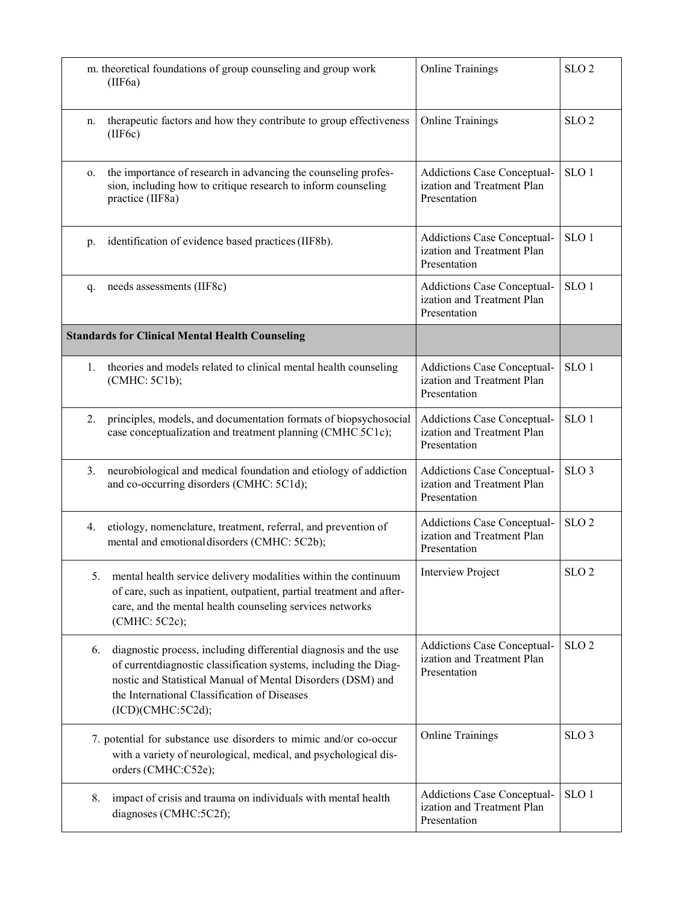| m. theoretical foundations of group counseling and group work (IIF6a) | Online Trainings | SLO 2 |
|---|---|---|
| n. therapeutic factors and how they contribute to group effectiveness (IIF6c) | Online Trainings | SLO 2 |
| o. the importance of research in advancing the counseling profession, including how to critique research to inform counseling practice (IIF8a) | Addictions Case Conceptualization and Treatment Plan Presentation | SLO 1 |
| p. identification of evidence based practices (IIF8b). | Addictions Case Conceptualization and Treatment Plan Presentation | SLO 1 |
| q. needs assessments (IIF8c) | Addictions Case Conceptualization and Treatment Plan Presentation | SLO 1 |
| **Standards for Clinical Mental Health Counseling** | | |
| 1. theories and models related to clinical mental health counseling (CMHC: 5C1b); | Addictions Case Conceptualization and Treatment Plan Presentation | SLO 1 |
| 2. principles, models, and documentation formats of biopsychosocial case conceptualization and treatment planning (CMHC 5C1c); | Addictions Case Conceptualization and Treatment Plan Presentation | SLO 1 |
| 3. neurobiological and medical foundation and etiology of addiction and co-occurring disorders (CMHC: 5C1d); | Addictions Case Conceptualization and Treatment Plan Presentation | SLO 3 |
| 4. etiology, nomenclature, treatment, referral, and prevention of mental and emotional disorders (CMHC: 5C2b); | Addictions Case Conceptualization and Treatment Plan Presentation | SLO 2 |
| 5. mental health service delivery modalities within the continuum of care, such as inpatient, outpatient, partial treatment and aftercare, and the mental health counseling services networks (CMHC: 5C2c); | Interview Project | SLO 2 |
| 6. diagnostic process, including differential diagnosis and the use of currentdiagnostic classification systems, including the Diagnostic and Statistical Manual of Mental Disorders (DSM) and the International Classification of Diseases (ICD)(CMHC:5C2d); | Addictions Case Conceptualization and Treatment Plan Presentation | SLO 2 |
| 7. potential for substance use disorders to mimic and/or co-occur with a variety of neurological, medical, and psychological disorders (CMHC:C52e); | Online Trainings | SLO 3 |
| 8. impact of crisis and trauma on individuals with mental health diagnoses (CMHC:5C2f); | Addictions Case Conceptualization and Treatment Plan Presentation | SLO 1 |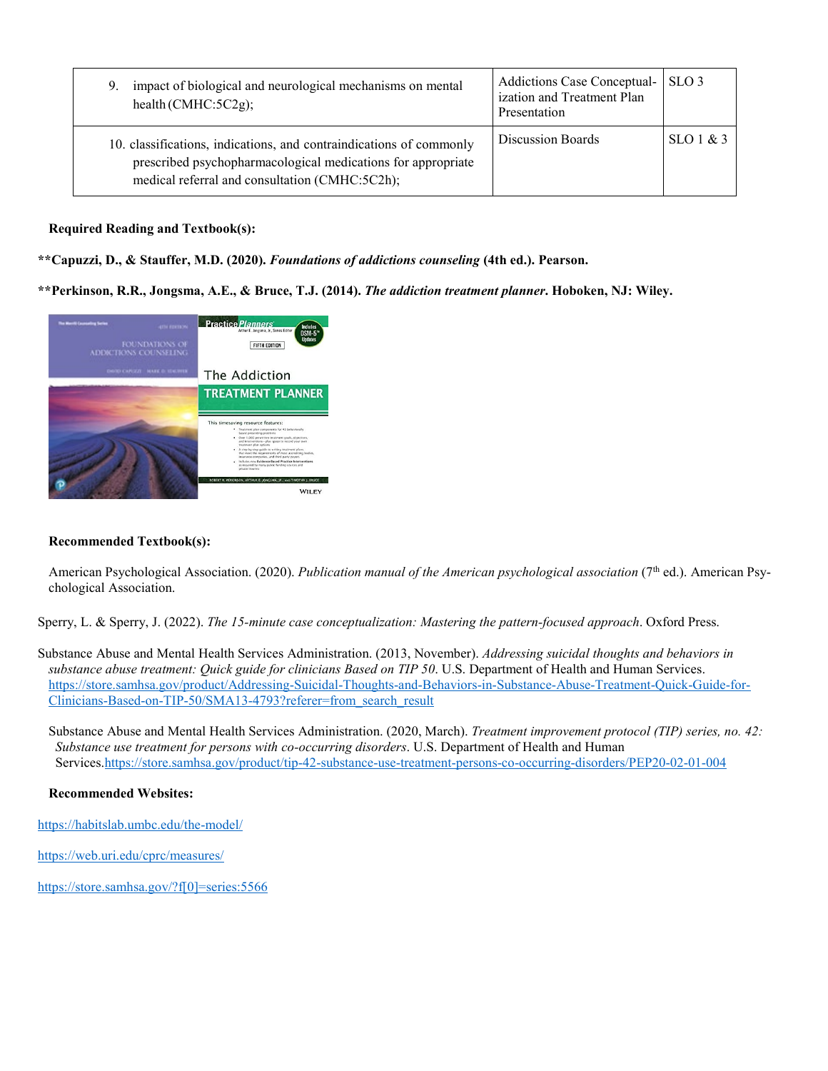| | | |
|---|---|---|
| 9. impact of biological and neurological mechanisms on mental health (CMHC:5C2g); | Addictions Case Conceptualization and Treatment Plan Presentation | SLO 3 |
| 10. classifications, indications, and contraindications of commonly prescribed psychopharmacological medications for appropriate medical referral and consultation (CMHC:5C2h); | Discussion Boards | SLO 1 & 3 |

**Required Reading and Textbook(s):**

**\*\*Capuzzi, D., & Stauffer, M.D. (2020). *Foundations of addictions counseling* (4th ed.). Pearson.**

**\*\*Perkinson, R.R., Jongsma, A.E., & Bruce, T.J. (2014). *The addiction treatment planner*. Hoboken, NJ: Wiley.**

**Recommended Textbook(s):**

American Psychological Association. (2020). *Publication manual of the American psychological association* (7th ed.). American Psychological Association.

Sperry, L. & Sperry, J. (2022). *The 15-minute case conceptualization: Mastering the pattern-focused approach*. Oxford Press.

Substance Abuse and Mental Health Services Administration. (2013, November). *Addressing suicidal thoughts and behaviors in substance abuse treatment: Quick guide for clinicians Based on TIP 50*. U.S. Department of Health and Human Services. https://store.samhsa.gov/product/Addressing-Suicidal-Thoughts-and-Behaviors-in-Substance-Abuse-Treatment-Quick-Guide-for-Clinicians-Based-on-TIP-50/SMA13-4793?referer=from_search_result

Substance Abuse and Mental Health Services Administration. (2020, March). *Treatment improvement protocol (TIP) series, no. 42: Substance use treatment for persons with co-occurring disorders*. U.S. Department of Health and Human Services.https://store.samhsa.gov/product/tip-42-substance-use-treatment-persons-co-occurring-disorders/PEP20-02-01-004

**Recommended Websites:**

https://habitslab.umbc.edu/the-model/

https://web.uri.edu/cprc/measures/

https://store.samhsa.gov/?f[0]=series:5566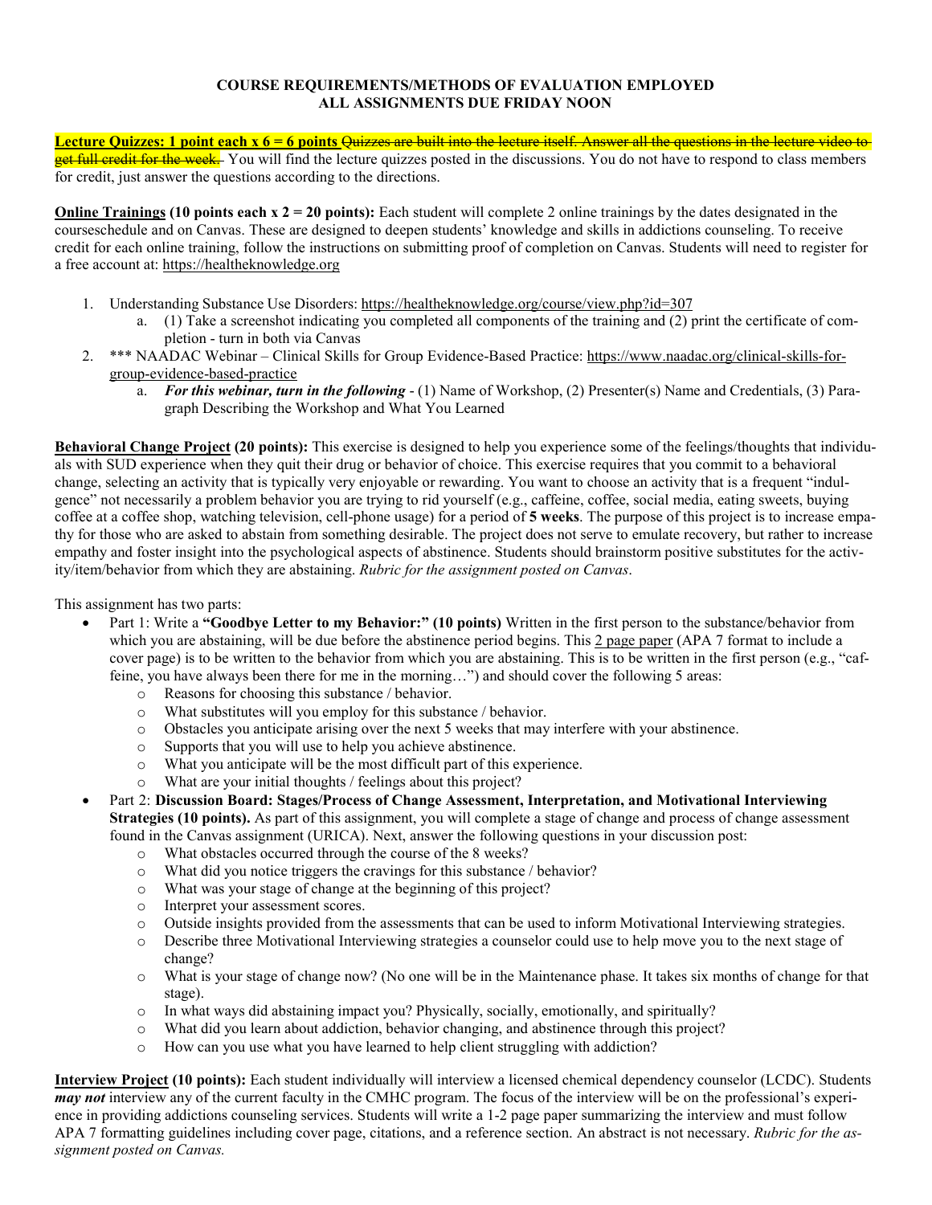**COURSE REQUIREMENTS/METHODS OF EVALUATION EMPLOYED**
**ALL ASSIGNMENTS DUE FRIDAY NOON**

**Lecture Quizzes: 1 point each x 6 = 6 points** ~~Quizzes are built into the lecture itself. Answer all the questions in the lecture video to get full credit for the week.~~ You will find the lecture quizzes posted in the discussions. You do not have to respond to class members for credit, just answer the questions according to the directions.

**Online Trainings (10 points each x 2 = 20 points):** Each student will complete 2 online trainings by the dates designated in the courseschedule and on Canvas. These are designed to deepen students' knowledge and skills in addictions counseling. To receive credit for each online training, follow the instructions on submitting proof of completion on Canvas. Students will need to register for a free account at: https://healtheknowledge.org

1. Understanding Substance Use Disorders: https://healtheknowledge.org/course/view.php?id=307
   a. (1) Take a screenshot indicating you completed all components of the training and (2) print the certificate of completion - turn in both via Canvas
2. *** NAADAC Webinar – Clinical Skills for Group Evidence-Based Practice: https://www.naadac.org/clinical-skills-for-group-evidence-based-practice
   a. ***For this webinar, turn in the following*** - (1) Name of Workshop, (2) Presenter(s) Name and Credentials, (3) Paragraph Describing the Workshop and What You Learned

**Behavioral Change Project (20 points):** This exercise is designed to help you experience some of the feelings/thoughts that individuals with SUD experience when they quit their drug or behavior of choice. This exercise requires that you commit to a behavioral change, selecting an activity that is typically very enjoyable or rewarding. You want to choose an activity that is a frequent "indulgence" not necessarily a problem behavior you are trying to rid yourself (e.g., caffeine, coffee, social media, eating sweets, buying coffee at a coffee shop, watching television, cell-phone usage) for a period of **5 weeks**. The purpose of this project is to increase empathy for those who are asked to abstain from something desirable. The project does not serve to emulate recovery, but rather to increase empathy and foster insight into the psychological aspects of abstinence. Students should brainstorm positive substitutes for the activity/item/behavior from which they are abstaining. *Rubric for the assignment posted on Canvas*.

This assignment has two parts:

- Part 1: Write a **"Goodbye Letter to my Behavior:" (10 points)** Written in the first person to the substance/behavior from which you are abstaining, will be due before the abstinence period begins. This 2 page paper (APA 7 format to include a cover page) is to be written to the behavior from which you are abstaining. This is to be written in the first person (e.g., "caffeine, you have always been there for me in the morning…") and should cover the following 5 areas:
  - Reasons for choosing this substance / behavior.
  - What substitutes will you employ for this substance / behavior.
  - Obstacles you anticipate arising over the next 5 weeks that may interfere with your abstinence.
  - Supports that you will use to help you achieve abstinence.
  - What you anticipate will be the most difficult part of this experience.
  - What are your initial thoughts / feelings about this project?
- Part 2: **Discussion Board: Stages/Process of Change Assessment, Interpretation, and Motivational Interviewing Strategies (10 points).** As part of this assignment, you will complete a stage of change and process of change assessment found in the Canvas assignment (URICA). Next, answer the following questions in your discussion post:
  - What obstacles occurred through the course of the 8 weeks?
  - What did you notice triggers the cravings for this substance / behavior?
  - What was your stage of change at the beginning of this project?
  - Interpret your assessment scores.
  - Outside insights provided from the assessments that can be used to inform Motivational Interviewing strategies.
  - Describe three Motivational Interviewing strategies a counselor could use to help move you to the next stage of change?
  - What is your stage of change now? (No one will be in the Maintenance phase. It takes six months of change for that stage).
  - In what ways did abstaining impact you? Physically, socially, emotionally, and spiritually?
  - What did you learn about addiction, behavior changing, and abstinence through this project?
  - How can you use what you have learned to help client struggling with addiction?

**Interview Project (10 points):** Each student individually will interview a licensed chemical dependency counselor (LCDC). Students ***may not*** interview any of the current faculty in the CMHC program. The focus of the interview will be on the professional's experience in providing addictions counseling services. Students will write a 1-2 page paper summarizing the interview and must follow APA 7 formatting guidelines including cover page, citations, and a reference section. An abstract is not necessary. *Rubric for the assignment posted on Canvas.*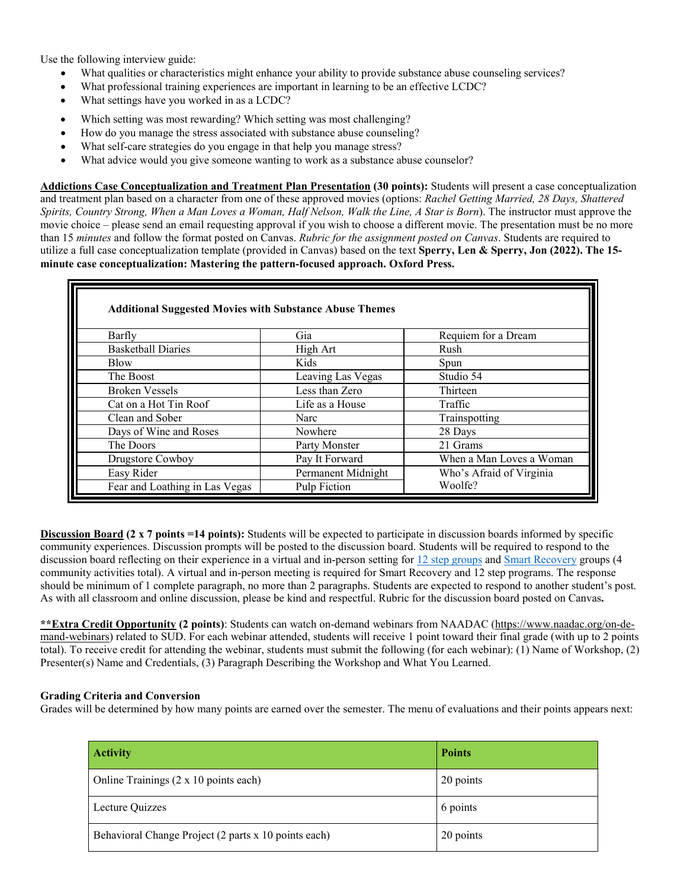Use the following interview guide:

- What qualities or characteristics might enhance your ability to provide substance abuse counseling services?
- What professional training experiences are important in learning to be an effective LCDC?
- What settings have you worked in as a LCDC?
- Which setting was most rewarding? Which setting was most challenging?
- How do you manage the stress associated with substance abuse counseling?
- What self-care strategies do you engage in that help you manage stress?
- What advice would you give someone wanting to work as a substance abuse counselor?

**Addictions Case Conceptualization and Treatment Plan Presentation (30 points):** Students will present a case conceptualization and treatment plan based on a character from one of these approved movies (options: *Rachel Getting Married, 28 Days, Shattered Spirits, Country Strong, When a Man Loves a Woman, Half Nelson, Walk the Line, A Star is Born*). The instructor must approve the movie choice – please send an email requesting approval if you wish to choose a different movie. The presentation must be no more than 15 *minutes* and follow the format posted on Canvas. *Rubric for the assignment posted on Canvas*. Students are required to utilize a full case conceptualization template (provided in Canvas) based on the text **Sperry, Len & Sperry, Jon (2022). The 15-minute case conceptualization: Mastering the pattern-focused approach. Oxford Press.**

| **Additional Suggested Movies with Substance Abuse Themes** | | |
|---|---|---|
| Barfly | Gia | Requiem for a Dream |
| Basketball Diaries | High Art | Rush |
| Blow | Kids | Spun |
| The Boost | Leaving Las Vegas | Studio 54 |
| Broken Vessels | Less than Zero | Thirteen |
| Cat on a Hot Tin Roof | Life as a House | Traffic |
| Clean and Sober | Narc | Trainspotting |
| Days of Wine and Roses | Nowhere | 28 Days |
| The Doors | Party Monster | 21 Grams |
| Drugstore Cowboy | Pay It Forward | When a Man Loves a Woman |
| Easy Rider | Permanent Midnight | Who's Afraid of Virginia Woolfe? |
| Fear and Loathing in Las Vegas | Pulp Fiction | |

**Discussion Board (2 x 7 points =14 points):** Students will be expected to participate in discussion boards informed by specific community experiences. Discussion prompts will be posted to the discussion board. Students will be required to respond to the discussion board reflecting on their experience in a virtual and in-person setting for 12 step groups and Smart Recovery groups (4 community activities total). A virtual and in-person meeting is required for Smart Recovery and 12 step programs. The response should be minimum of 1 complete paragraph, no more than 2 paragraphs. Students are expected to respond to another student's post. As with all classroom and online discussion, please be kind and respectful. Rubric for the discussion board posted on Canvas**.**

****Extra Credit Opportunity (2 points)**: Students can watch on-demand webinars from NAADAC (https://www.naadac.org/on-demand-webinars) related to SUD. For each webinar attended, students will receive 1 point toward their final grade (with up to 2 points total). To receive credit for attending the webinar, students must submit the following (for each webinar): (1) Name of Workshop, (2) Presenter(s) Name and Credentials, (3) Paragraph Describing the Workshop and What You Learned.

**Grading Criteria and Conversion**

Grades will be determined by how many points are earned over the semester. The menu of evaluations and their points appears next:

| **Activity** | **Points** |
|---|---|
| Online Trainings (2 x 10 points each) | 20 points |
| Lecture Quizzes | 6 points |
| Behavioral Change Project (2 parts x 10 points each) | 20 points |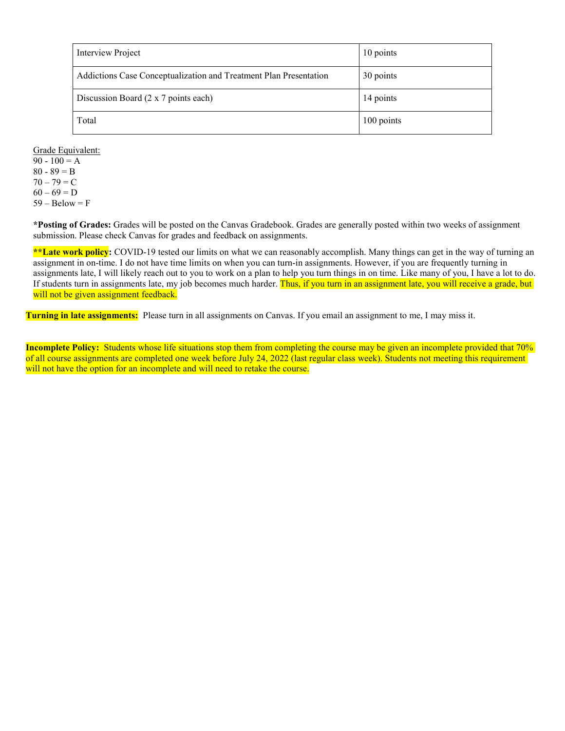| Interview Project | 10 points |
|---|---|
| Addictions Case Conceptualization and Treatment Plan Presentation | 30 points |
| Discussion Board (2 x 7 points each) | 14 points |
| Total | 100 points |

Grade Equivalent:
90 - 100 = A
80 - 89 = B
70 – 79 = C
60 – 69 = D
59 – Below = F

***Posting of Grades:** Grades will be posted on the Canvas Gradebook. Grades are generally posted within two weeks of assignment submission. Please check Canvas for grades and feedback on assignments.

****Late work policy:** COVID-19 tested our limits on what we can reasonably accomplish. Many things can get in the way of turning an assignment in on-time. I do not have time limits on when you can turn-in assignments. However, if you are frequently turning in assignments late, I will likely reach out to you to work on a plan to help you turn things in on time. Like many of you, I have a lot to do. If students turn in assignments late, my job becomes much harder. Thus, if you turn in an assignment late, you will receive a grade, but will not be given assignment feedback.

**Turning in late assignments:** Please turn in all assignments on Canvas. If you email an assignment to me, I may miss it.

**Incomplete Policy:** Students whose life situations stop them from completing the course may be given an incomplete provided that 70% of all course assignments are completed one week before July 24, 2022 (last regular class week). Students not meeting this requirement will not have the option for an incomplete and will need to retake the course.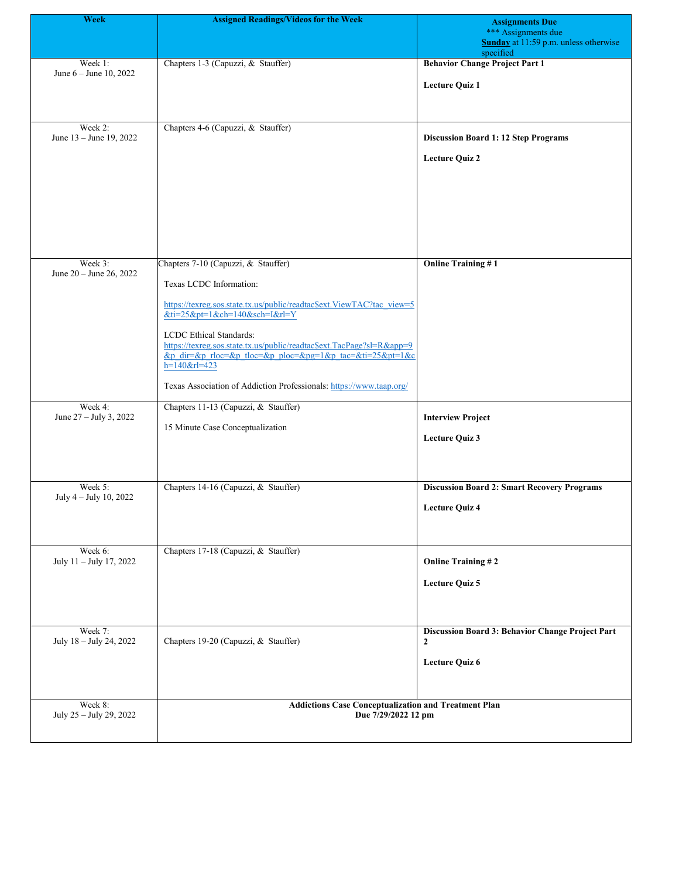| Week | Assigned Readings/Videos for the Week | Assignments Due<br>*** Assignments due **Sunday** at 11:59 p.m. unless otherwise specified |
|---|---|---|
| Week 1:<br>June 6 – June 10, 2022 | Chapters 1-3 (Capuzzi, & Stauffer) | **Behavior Change Project Part 1**<br><br>**Lecture Quiz 1** |
| Week 2:<br>June 13 – June 19, 2022 | Chapters 4-6 (Capuzzi, & Stauffer) | **Discussion Board 1: 12 Step Programs**<br><br>**Lecture Quiz 2** |
| Week 3:<br>June 20 – June 26, 2022 | Chapters 7-10 (Capuzzi, & Stauffer)<br><br>Texas LCDC Information:<br><br>https://texreg.sos.state.tx.us/public/readtac$ext.ViewTAC?tac_view=5&ti=25&pt=1&ch=140&sch=I&rl=Y<br><br>LCDC Ethical Standards:<br>https://texreg.sos.state.tx.us/public/readtac$ext.TacPage?sl=R&app=9&p_dir=&p_rloc=&p_tloc=&p_ploc=&pg=1&p_tac=&ti=25&pt=1&ch=140&rl=423<br><br>Texas Association of Addiction Professionals: https://www.taap.org/ | **Online Training # 1** |
| Week 4:<br>June 27 – July 3, 2022 | Chapters 11-13 (Capuzzi, & Stauffer)<br><br>15 Minute Case Conceptualization | **Interview Project**<br><br>**Lecture Quiz 3** |
| Week 5:<br>July 4 – July 10, 2022 | Chapters 14-16 (Capuzzi, & Stauffer) | **Discussion Board 2: Smart Recovery Programs**<br><br>**Lecture Quiz 4** |
| Week 6:<br>July 11 – July 17, 2022 | Chapters 17-18 (Capuzzi, & Stauffer) | **Online Training # 2**<br><br>**Lecture Quiz 5** |
| Week 7:<br>July 18 – July 24, 2022 | Chapters 19-20 (Capuzzi, & Stauffer) | **Discussion Board 3: Behavior Change Project Part 2**<br><br>**Lecture Quiz 6** |
| Week 8:<br>July 25 – July 29, 2022 | **Addictions Case Conceptualization and Treatment Plan<br>Due 7/29/2022 12 pm** | |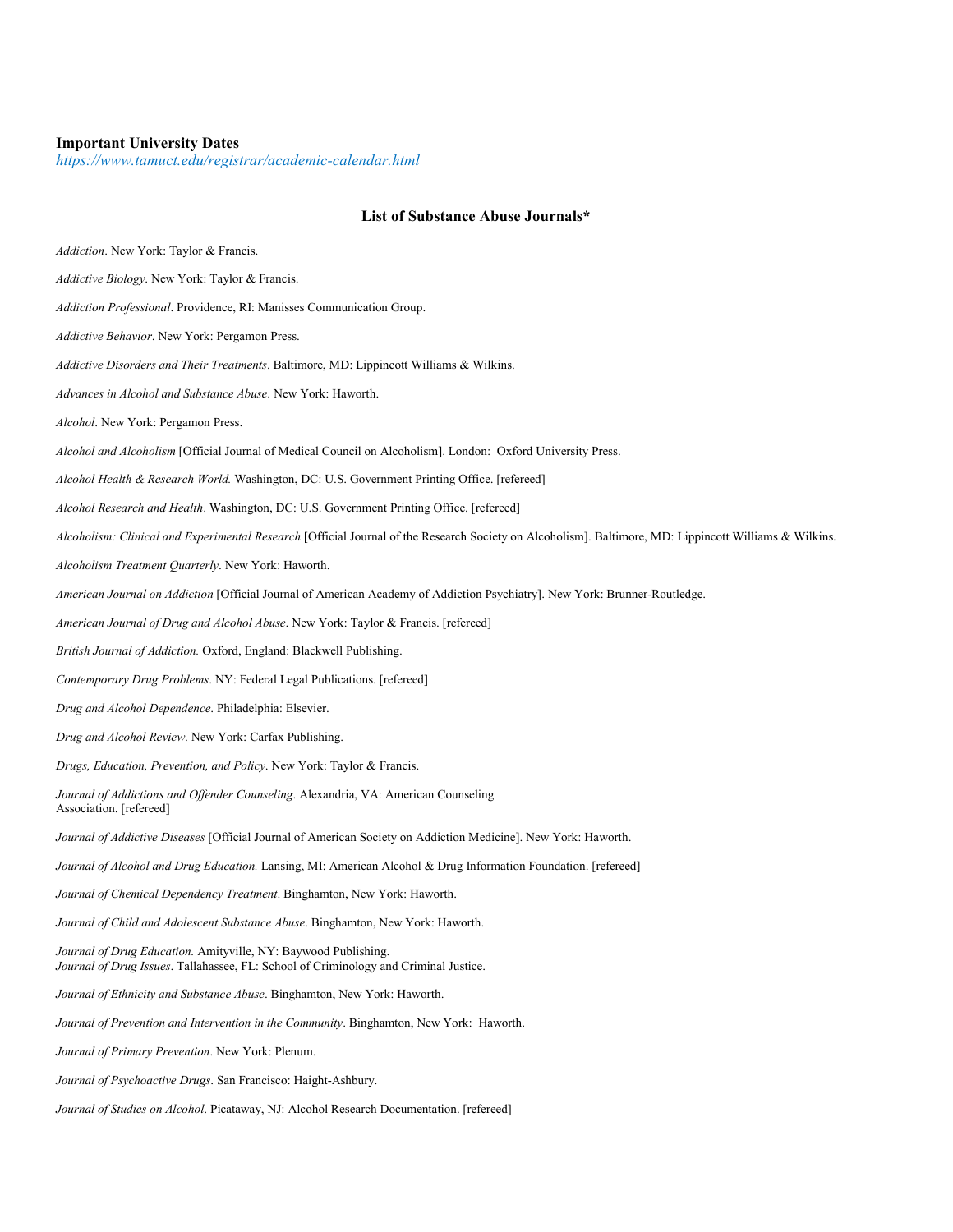**Important University Dates**
*https://www.tamuct.edu/registrar/academic-calendar.html*

### List of Substance Abuse Journals*

*Addiction*. New York: Taylor & Francis.

*Addictive Biology*. New York: Taylor & Francis.

*Addiction Professional*. Providence, RI: Manisses Communication Group.

*Addictive Behavior*. New York: Pergamon Press.

*Addictive Disorders and Their Treatments*. Baltimore, MD: Lippincott Williams & Wilkins.

*Advances in Alcohol and Substance Abuse*. New York: Haworth.

*Alcohol*. New York: Pergamon Press.

*Alcohol and Alcoholism* [Official Journal of Medical Council on Alcoholism]. London: Oxford University Press.

*Alcohol Health & Research World.* Washington, DC: U.S. Government Printing Office. [refereed]

*Alcohol Research and Health*. Washington, DC: U.S. Government Printing Office. [refereed]

*Alcoholism: Clinical and Experimental Research* [Official Journal of the Research Society on Alcoholism]. Baltimore, MD: Lippincott Williams & Wilkins.

*Alcoholism Treatment Quarterly*. New York: Haworth.

*American Journal on Addiction* [Official Journal of American Academy of Addiction Psychiatry]. New York: Brunner-Routledge.

*American Journal of Drug and Alcohol Abuse*. New York: Taylor & Francis. [refereed]

*British Journal of Addiction.* Oxford, England: Blackwell Publishing.

*Contemporary Drug Problems*. NY: Federal Legal Publications. [refereed]

*Drug and Alcohol Dependence*. Philadelphia: Elsevier.

*Drug and Alcohol Review*. New York: Carfax Publishing.

*Drugs, Education, Prevention, and Policy*. New York: Taylor & Francis.

*Journal of Addictions and Offender Counseling*. Alexandria, VA: American Counseling Association. [refereed]

*Journal of Addictive Diseases* [Official Journal of American Society on Addiction Medicine]. New York: Haworth.

*Journal of Alcohol and Drug Education.* Lansing, MI: American Alcohol & Drug Information Foundation. [refereed]

*Journal of Chemical Dependency Treatment*. Binghamton, New York: Haworth.

*Journal of Child and Adolescent Substance Abuse*. Binghamton, New York: Haworth.

*Journal of Drug Education.* Amityville, NY: Baywood Publishing.
*Journal of Drug Issues*. Tallahassee, FL: School of Criminology and Criminal Justice.

*Journal of Ethnicity and Substance Abuse*. Binghamton, New York: Haworth.

*Journal of Prevention and Intervention in the Community*. Binghamton, New York: Haworth.

*Journal of Primary Prevention*. New York: Plenum.

*Journal of Psychoactive Drugs*. San Francisco: Haight-Ashbury.

*Journal of Studies on Alcohol*. Picataway, NJ: Alcohol Research Documentation. [refereed]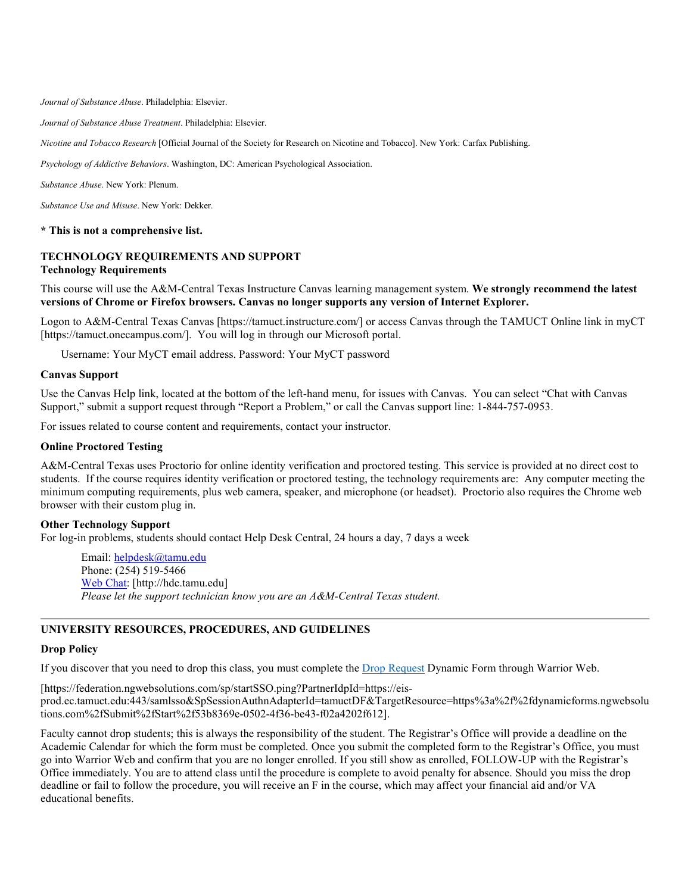*Journal of Substance Abuse*. Philadelphia: Elsevier.

*Journal of Substance Abuse Treatment*. Philadelphia: Elsevier.

*Nicotine and Tobacco Research* [Official Journal of the Society for Research on Nicotine and Tobacco]. New York: Carfax Publishing.

*Psychology of Addictive Behaviors*. Washington, DC: American Psychological Association.

*Substance Abuse*. New York: Plenum.

*Substance Use and Misuse*. New York: Dekker.

**\* This is not a comprehensive list.**

## TECHNOLOGY REQUIREMENTS AND SUPPORT

### Technology Requirements

This course will use the A&M-Central Texas Instructure Canvas learning management system. **We strongly recommend the latest versions of Chrome or Firefox browsers. Canvas no longer supports any version of Internet Explorer.**

Logon to A&M-Central Texas Canvas [https://tamuct.instructure.com/] or access Canvas through the TAMUCT Online link in myCT [https://tamuct.onecampus.com/]. You will log in through our Microsoft portal.

Username: Your MyCT email address. Password: Your MyCT password

### Canvas Support

Use the Canvas Help link, located at the bottom of the left-hand menu, for issues with Canvas. You can select "Chat with Canvas Support," submit a support request through "Report a Problem," or call the Canvas support line: 1-844-757-0953.

For issues related to course content and requirements, contact your instructor.

### Online Proctored Testing

A&M-Central Texas uses Proctorio for online identity verification and proctored testing. This service is provided at no direct cost to students. If the course requires identity verification or proctored testing, the technology requirements are: Any computer meeting the minimum computing requirements, plus web camera, speaker, and microphone (or headset). Proctorio also requires the Chrome web browser with their custom plug in.

### Other Technology Support

For log-in problems, students should contact Help Desk Central, 24 hours a day, 7 days a week

Email: helpdesk@tamu.edu
Phone: (254) 519-5466
Web Chat: [http://hdc.tamu.edu]
*Please let the support technician know you are an A&M-Central Texas student.*

---

## UNIVERSITY RESOURCES, PROCEDURES, AND GUIDELINES

### Drop Policy

If you discover that you need to drop this class, you must complete the Drop Request Dynamic Form through Warrior Web.

[https://federation.ngwebsolutions.com/sp/startSSO.ping?PartnerIdpId=https://eis-prod.ec.tamuct.edu:443/samlsso&SpSessionAuthnAdapterId=tamuctDF&TargetResource=https%3a%2f%2fdynamicforms.ngwebsolutions.com%2fSubmit%2fStart%2f53b8369e-0502-4f36-be43-f02a4202f612].

Faculty cannot drop students; this is always the responsibility of the student. The Registrar's Office will provide a deadline on the Academic Calendar for which the form must be completed. Once you submit the completed form to the Registrar's Office, you must go into Warrior Web and confirm that you are no longer enrolled. If you still show as enrolled, FOLLOW-UP with the Registrar's Office immediately. You are to attend class until the procedure is complete to avoid penalty for absence. Should you miss the drop deadline or fail to follow the procedure, you will receive an F in the course, which may affect your financial aid and/or VA educational benefits.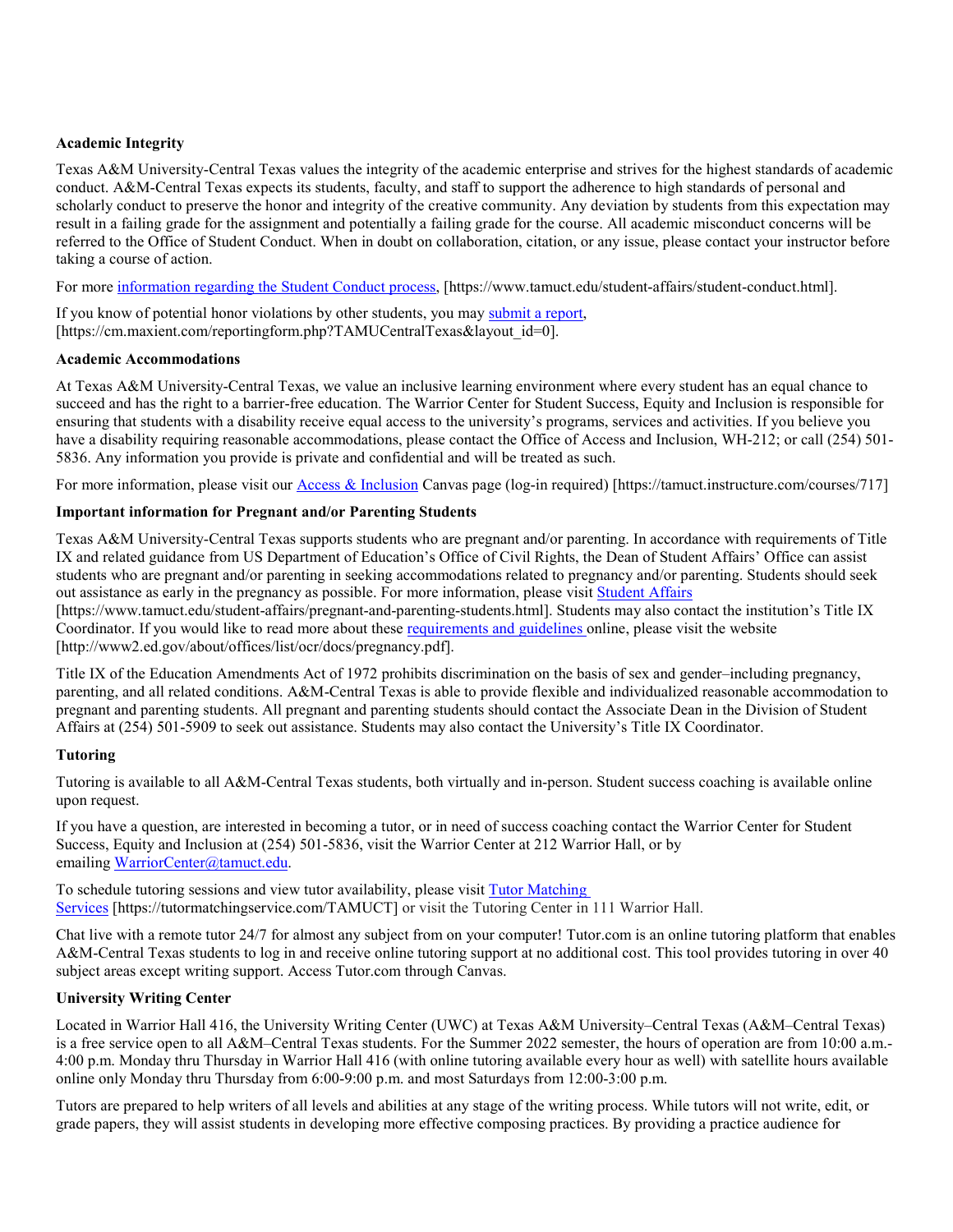**Academic Integrity**

Texas A&M University-Central Texas values the integrity of the academic enterprise and strives for the highest standards of academic conduct. A&M-Central Texas expects its students, faculty, and staff to support the adherence to high standards of personal and scholarly conduct to preserve the honor and integrity of the creative community. Any deviation by students from this expectation may result in a failing grade for the assignment and potentially a failing grade for the course. All academic misconduct concerns will be referred to the Office of Student Conduct. When in doubt on collaboration, citation, or any issue, please contact your instructor before taking a course of action.

For more information regarding the Student Conduct process, [https://www.tamuct.edu/student-affairs/student-conduct.html].

If you know of potential honor violations by other students, you may submit a report, [https://cm.maxient.com/reportingform.php?TAMUCentralTexas&layout_id=0].

**Academic Accommodations**

At Texas A&M University-Central Texas, we value an inclusive learning environment where every student has an equal chance to succeed and has the right to a barrier-free education. The Warrior Center for Student Success, Equity and Inclusion is responsible for ensuring that students with a disability receive equal access to the university's programs, services and activities. If you believe you have a disability requiring reasonable accommodations, please contact the Office of Access and Inclusion, WH-212; or call (254) 501-5836. Any information you provide is private and confidential and will be treated as such.

For more information, please visit our Access & Inclusion Canvas page (log-in required) [https://tamuct.instructure.com/courses/717]

**Important information for Pregnant and/or Parenting Students**

Texas A&M University-Central Texas supports students who are pregnant and/or parenting. In accordance with requirements of Title IX and related guidance from US Department of Education's Office of Civil Rights, the Dean of Student Affairs' Office can assist students who are pregnant and/or parenting in seeking accommodations related to pregnancy and/or parenting. Students should seek out assistance as early in the pregnancy as possible. For more information, please visit Student Affairs [https://www.tamuct.edu/student-affairs/pregnant-and-parenting-students.html]. Students may also contact the institution's Title IX Coordinator. If you would like to read more about these requirements and guidelines online, please visit the website [http://www2.ed.gov/about/offices/list/ocr/docs/pregnancy.pdf].

Title IX of the Education Amendments Act of 1972 prohibits discrimination on the basis of sex and gender–including pregnancy, parenting, and all related conditions. A&M-Central Texas is able to provide flexible and individualized reasonable accommodation to pregnant and parenting students. All pregnant and parenting students should contact the Associate Dean in the Division of Student Affairs at (254) 501-5909 to seek out assistance. Students may also contact the University's Title IX Coordinator.

**Tutoring**

Tutoring is available to all A&M-Central Texas students, both virtually and in-person. Student success coaching is available online upon request.

If you have a question, are interested in becoming a tutor, or in need of success coaching contact the Warrior Center for Student Success, Equity and Inclusion at (254) 501-5836, visit the Warrior Center at 212 Warrior Hall, or by emailing WarriorCenter@tamuct.edu.

To schedule tutoring sessions and view tutor availability, please visit Tutor Matching Services [https://tutormatchingservice.com/TAMUCT] or visit the Tutoring Center in 111 Warrior Hall.

Chat live with a remote tutor 24/7 for almost any subject from on your computer! Tutor.com is an online tutoring platform that enables A&M-Central Texas students to log in and receive online tutoring support at no additional cost. This tool provides tutoring in over 40 subject areas except writing support. Access Tutor.com through Canvas.

**University Writing Center**

Located in Warrior Hall 416, the University Writing Center (UWC) at Texas A&M University–Central Texas (A&M–Central Texas) is a free service open to all A&M–Central Texas students. For the Summer 2022 semester, the hours of operation are from 10:00 a.m.-4:00 p.m. Monday thru Thursday in Warrior Hall 416 (with online tutoring available every hour as well) with satellite hours available online only Monday thru Thursday from 6:00-9:00 p.m. and most Saturdays from 12:00-3:00 p.m.

Tutors are prepared to help writers of all levels and abilities at any stage of the writing process. While tutors will not write, edit, or grade papers, they will assist students in developing more effective composing practices. By providing a practice audience for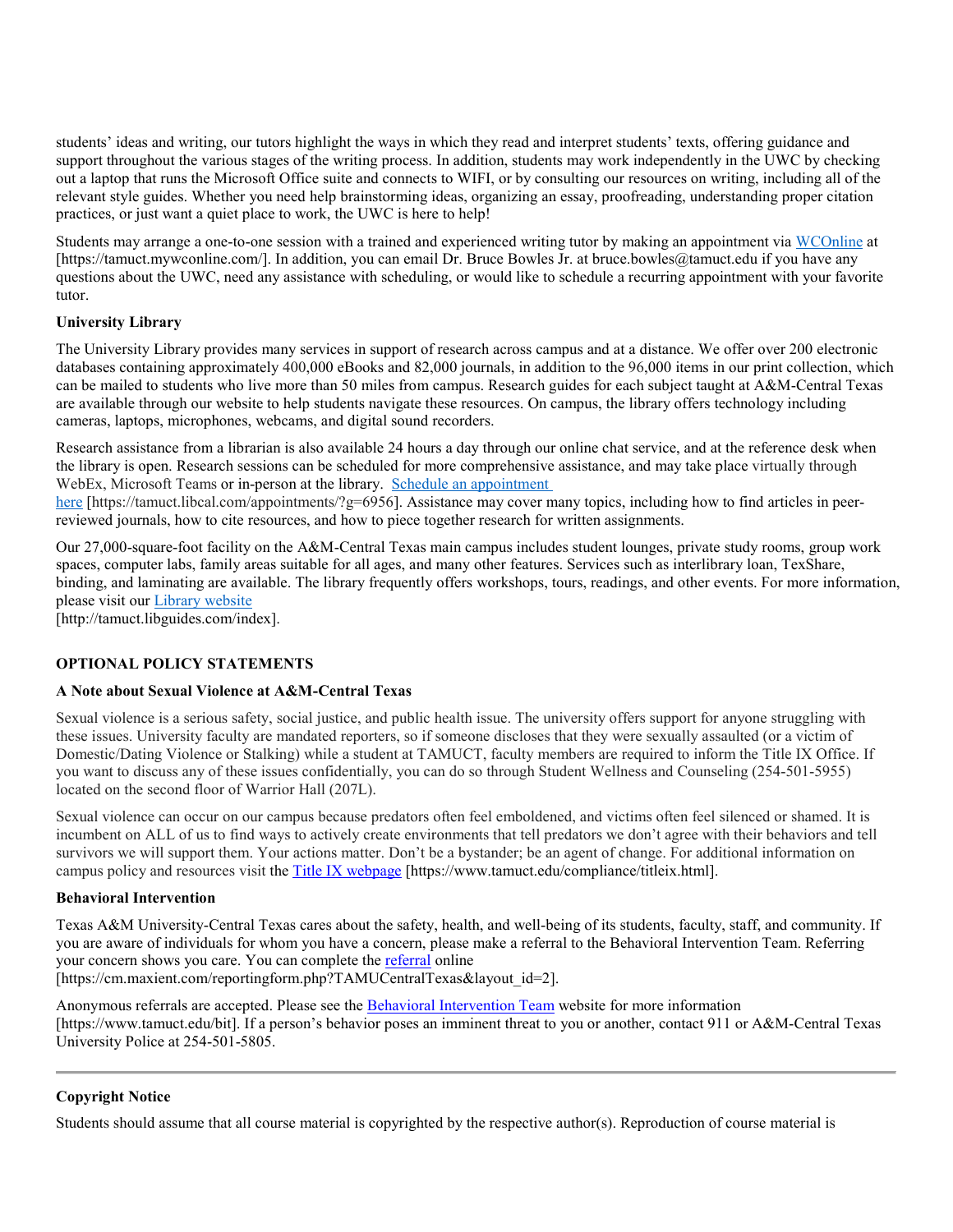students' ideas and writing, our tutors highlight the ways in which they read and interpret students' texts, offering guidance and support throughout the various stages of the writing process. In addition, students may work independently in the UWC by checking out a laptop that runs the Microsoft Office suite and connects to WIFI, or by consulting our resources on writing, including all of the relevant style guides. Whether you need help brainstorming ideas, organizing an essay, proofreading, understanding proper citation practices, or just want a quiet place to work, the UWC is here to help!

Students may arrange a one-to-one session with a trained and experienced writing tutor by making an appointment via WCOnline at [https://tamuct.mywconline.com/]. In addition, you can email Dr. Bruce Bowles Jr. at bruce.bowles@tamuct.edu if you have any questions about the UWC, need any assistance with scheduling, or would like to schedule a recurring appointment with your favorite tutor.

**University Library**

The University Library provides many services in support of research across campus and at a distance. We offer over 200 electronic databases containing approximately 400,000 eBooks and 82,000 journals, in addition to the 96,000 items in our print collection, which can be mailed to students who live more than 50 miles from campus. Research guides for each subject taught at A&M-Central Texas are available through our website to help students navigate these resources. On campus, the library offers technology including cameras, laptops, microphones, webcams, and digital sound recorders.

Research assistance from a librarian is also available 24 hours a day through our online chat service, and at the reference desk when the library is open. Research sessions can be scheduled for more comprehensive assistance, and may take place virtually through WebEx, Microsoft Teams or in-person at the library. Schedule an appointment here [https://tamuct.libcal.com/appointments/?g=6956]. Assistance may cover many topics, including how to find articles in peer-reviewed journals, how to cite resources, and how to piece together research for written assignments.

Our 27,000-square-foot facility on the A&M-Central Texas main campus includes student lounges, private study rooms, group work spaces, computer labs, family areas suitable for all ages, and many other features. Services such as interlibrary loan, TexShare, binding, and laminating are available. The library frequently offers workshops, tours, readings, and other events. For more information, please visit our Library website
[http://tamuct.libguides.com/index].

**OPTIONAL POLICY STATEMENTS**

**A Note about Sexual Violence at A&M-Central Texas**

Sexual violence is a serious safety, social justice, and public health issue. The university offers support for anyone struggling with these issues. University faculty are mandated reporters, so if someone discloses that they were sexually assaulted (or a victim of Domestic/Dating Violence or Stalking) while a student at TAMUCT, faculty members are required to inform the Title IX Office. If you want to discuss any of these issues confidentially, you can do so through Student Wellness and Counseling (254-501-5955) located on the second floor of Warrior Hall (207L).

Sexual violence can occur on our campus because predators often feel emboldened, and victims often feel silenced or shamed. It is incumbent on ALL of us to find ways to actively create environments that tell predators we don't agree with their behaviors and tell survivors we will support them. Your actions matter. Don't be a bystander; be an agent of change. For additional information on campus policy and resources visit the Title IX webpage [https://www.tamuct.edu/compliance/titleix.html].

**Behavioral Intervention**

Texas A&M University-Central Texas cares about the safety, health, and well-being of its students, faculty, staff, and community. If you are aware of individuals for whom you have a concern, please make a referral to the Behavioral Intervention Team. Referring your concern shows you care. You can complete the referral online
[https://cm.maxient.com/reportingform.php?TAMUCentralTexas&layout_id=2].

Anonymous referrals are accepted. Please see the Behavioral Intervention Team website for more information [https://www.tamuct.edu/bit]. If a person's behavior poses an imminent threat to you or another, contact 911 or A&M-Central Texas University Police at 254-501-5805.

---

**Copyright Notice**

Students should assume that all course material is copyrighted by the respective author(s). Reproduction of course material is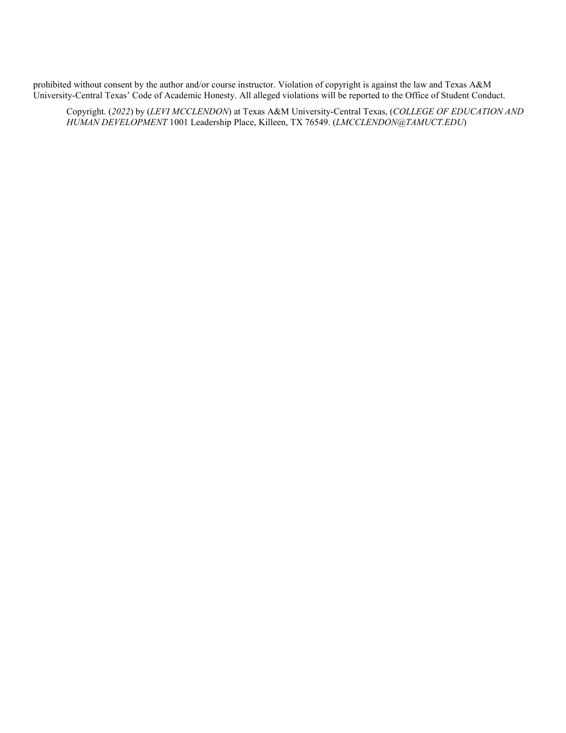prohibited without consent by the author and/or course instructor. Violation of copyright is against the law and Texas A&M University-Central Texas' Code of Academic Honesty. All alleged violations will be reported to the Office of Student Conduct.

Copyright. (*2022*) by (*LEVI MCCLENDON*) at Texas A&M University-Central Texas, (*COLLEGE OF EDUCATION AND HUMAN DEVELOPMENT* 1001 Leadership Place, Killeen, TX 76549. (*LMCCLENDON@TAMUCT.EDU*)